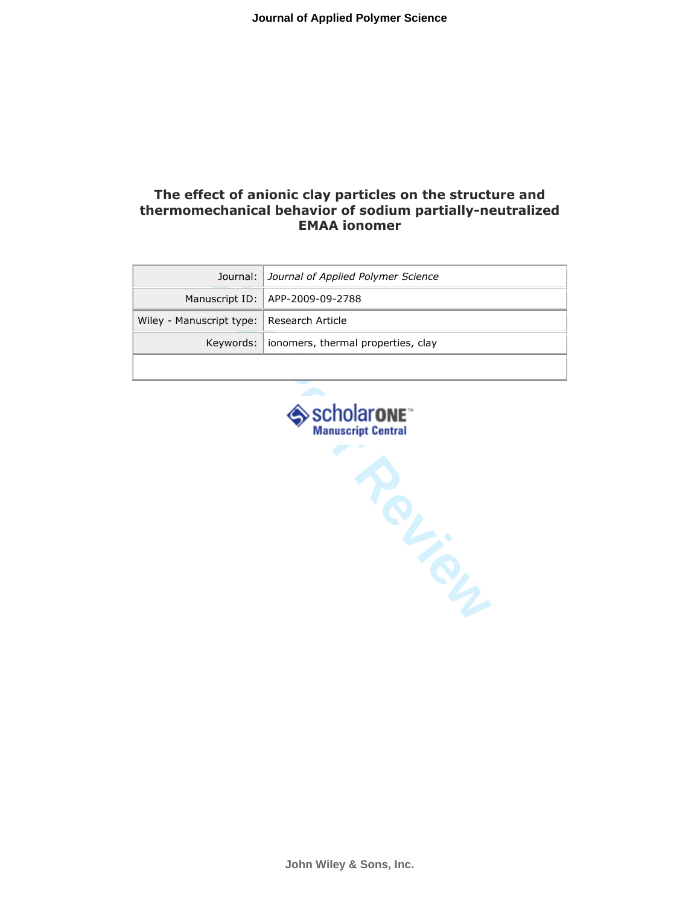# The effect of anionic clay particles on the structure and thermomechanical behavior of sodium partially-neutralized EMAA ionomer

| Journal: | *Journal of Applied Polymer Science* |
|---|---|
| Manuscript ID: | APP-2009-09-2788 |
| Wiley - Manuscript type: | Research Article |
| Keywords: | ionomers, thermal properties, clay |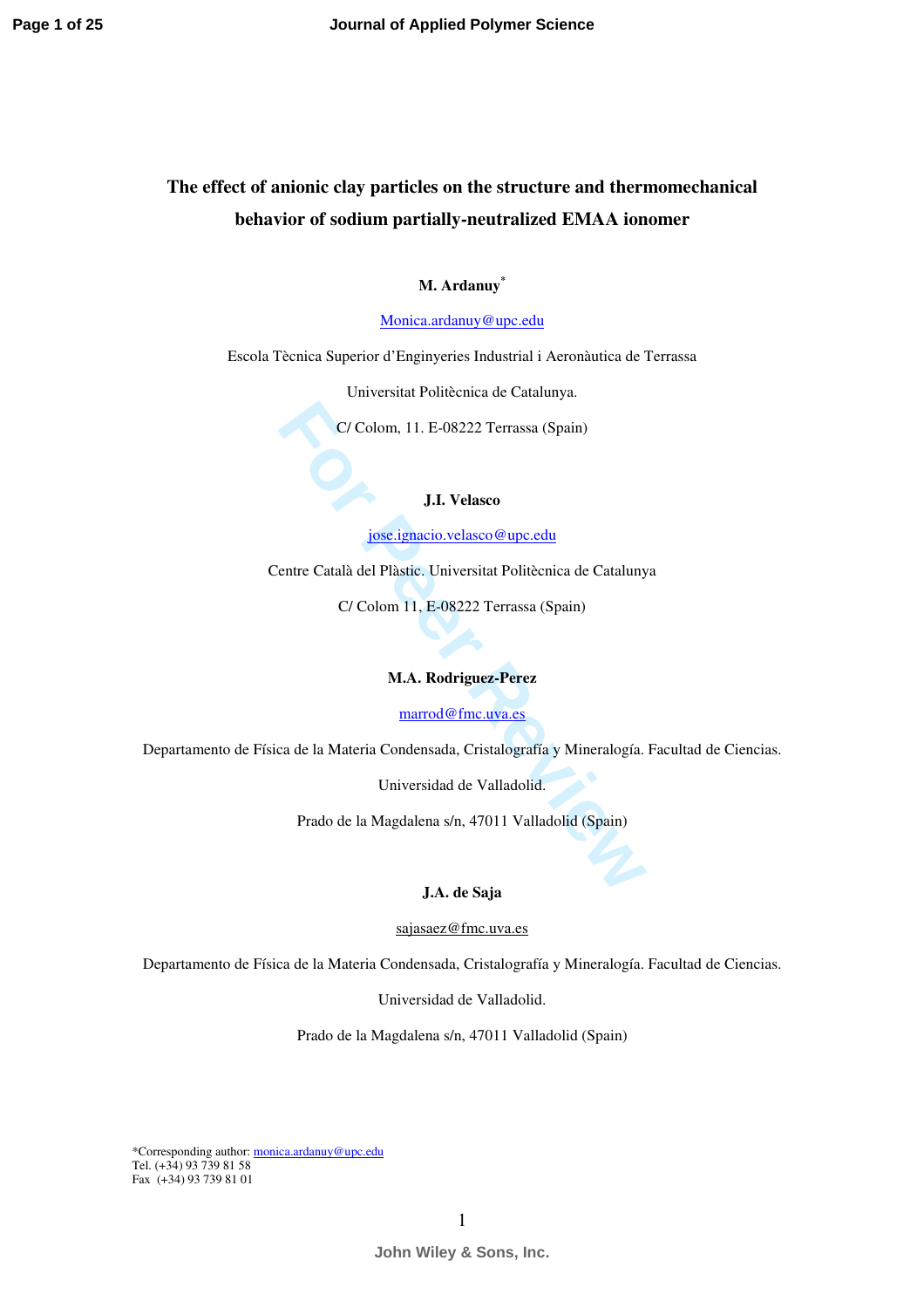# The effect of anionic clay particles on the structure and thermomechanical behavior of sodium partially-neutralized EMAA ionomer

**M. Ardanuy***

Monica.ardanuy@upc.edu

Escola Tècnica Superior d'Enginyeries Industrial i Aeronàutica de Terrassa

Universitat Politècnica de Catalunya.

C/ Colom, 11. E-08222 Terrassa (Spain)

**J.I. Velasco**

jose.ignacio.velasco@upc.edu

Centre Català del Plàstic. Universitat Politècnica de Catalunya

C/ Colom 11, E-08222 Terrassa (Spain)

**M.A. Rodriguez-Perez**

marrod@fmc.uva.es

Departamento de Física de la Materia Condensada, Cristalografía y Mineralogía. Facultad de Ciencias.

Universidad de Valladolid.

Prado de la Magdalena s/n, 47011 Valladolid (Spain)

**J.A. de Saja**

sajasaez@fmc.uva.es

Departamento de Física de la Materia Condensada, Cristalografía y Mineralogía. Facultad de Ciencias.

Universidad de Valladolid.

Prado de la Magdalena s/n, 47011 Valladolid (Spain)

*Corresponding author: monica.ardanuy@upc.edu
Tel. (+34) 93 739 81 58
Fax (+34) 93 739 81 01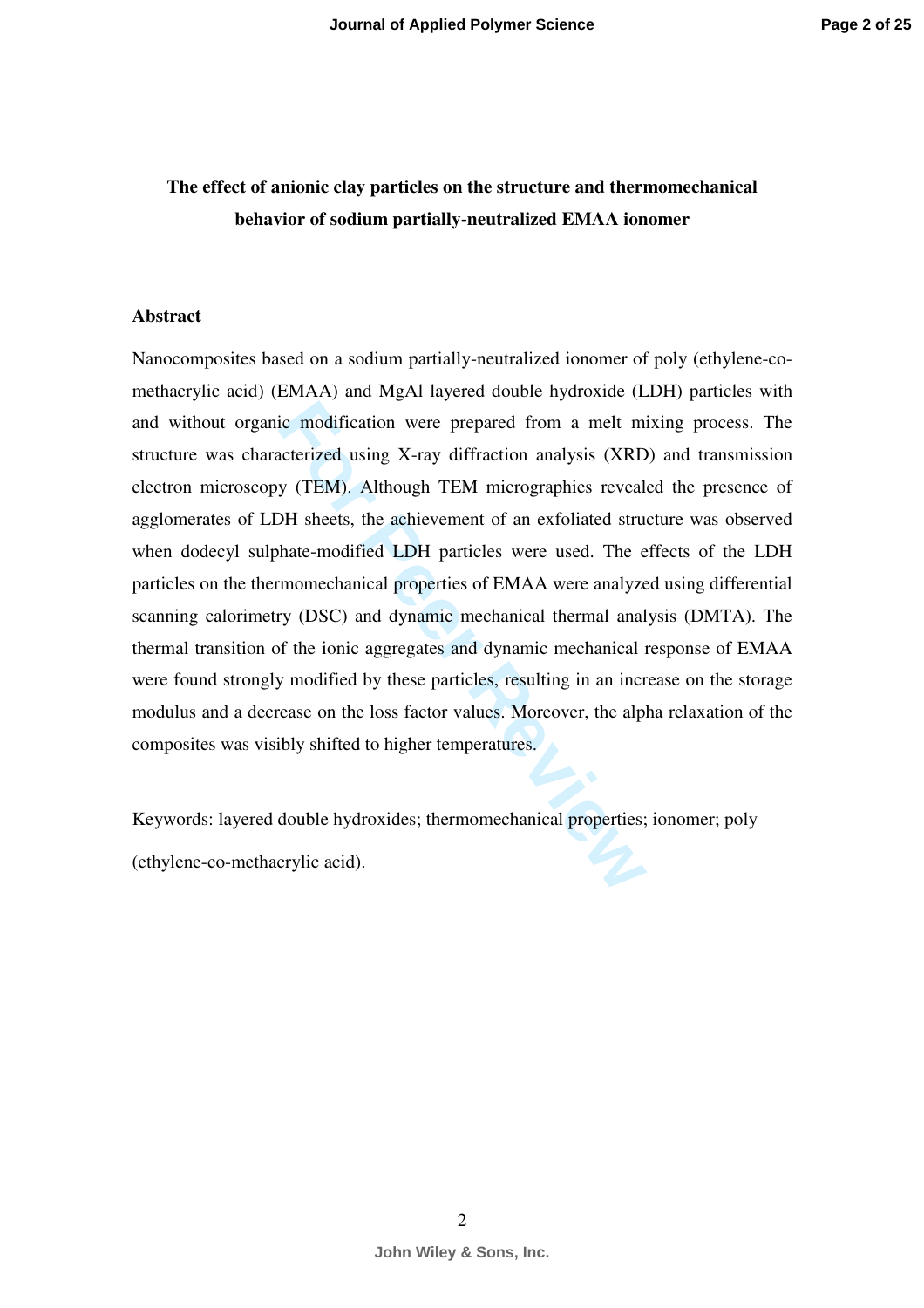**The effect of anionic clay particles on the structure and thermomechanical behavior of sodium partially-neutralized EMAA ionomer**

## Abstract

Nanocomposites based on a sodium partially-neutralized ionomer of poly (ethylene-co-methacrylic acid) (EMAA) and MgAl layered double hydroxide (LDH) particles with and without organic modification were prepared from a melt mixing process. The structure was characterized using X-ray diffraction analysis (XRD) and transmission electron microscopy (TEM). Although TEM micrographies revealed the presence of agglomerates of LDH sheets, the achievement of an exfoliated structure was observed when dodecyl sulphate-modified LDH particles were used. The effects of the LDH particles on the thermomechanical properties of EMAA were analyzed using differential scanning calorimetry (DSC) and dynamic mechanical thermal analysis (DMTA). The thermal transition of the ionic aggregates and dynamic mechanical response of EMAA were found strongly modified by these particles, resulting in an increase on the storage modulus and a decrease on the loss factor values. Moreover, the alpha relaxation of the composites was visibly shifted to higher temperatures.

Keywords: layered double hydroxides; thermomechanical properties; ionomer; poly (ethylene-co-methacrylic acid).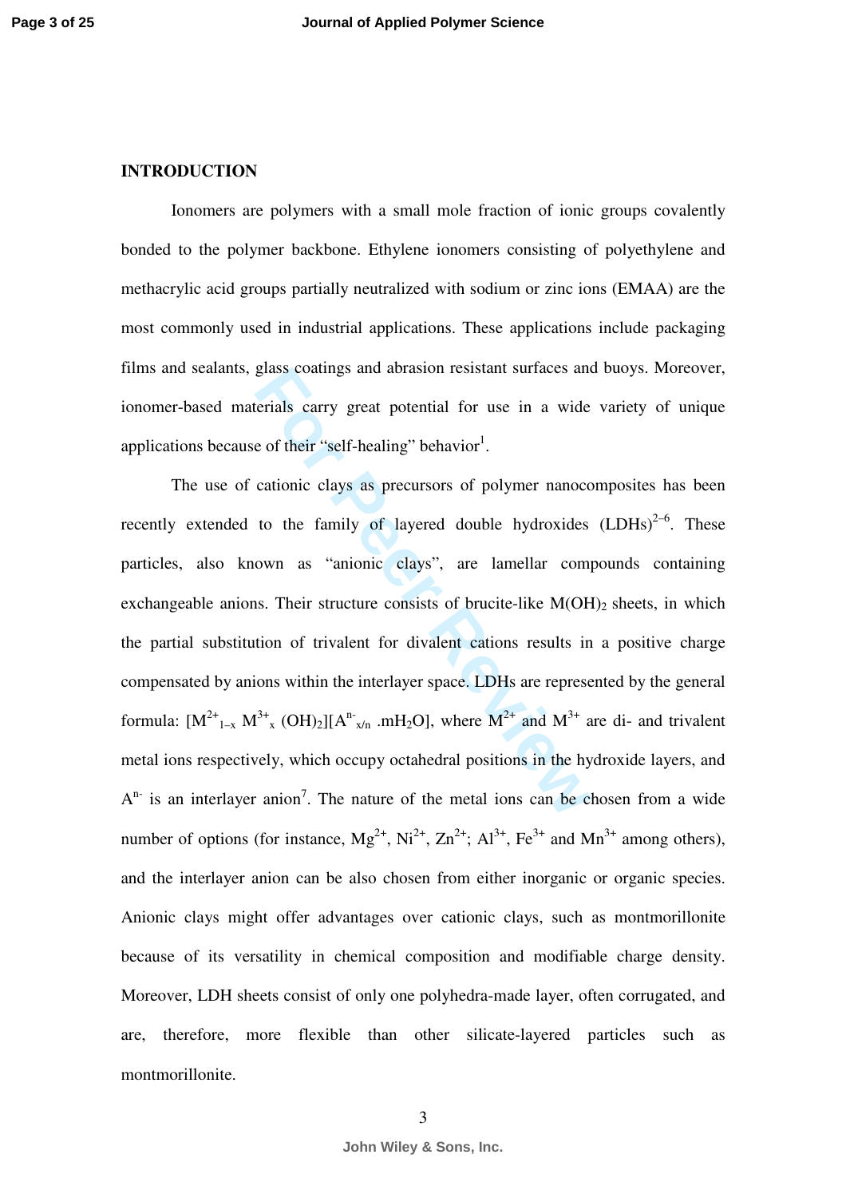## INTRODUCTION

Ionomers are polymers with a small mole fraction of ionic groups covalently bonded to the polymer backbone. Ethylene ionomers consisting of polyethylene and methacrylic acid groups partially neutralized with sodium or zinc ions (EMAA) are the most commonly used in industrial applications. These applications include packaging films and sealants, glass coatings and abrasion resistant surfaces and buoys. Moreover, ionomer-based materials carry great potential for use in a wide variety of unique applications because of their "self-healing" behavior[1].

The use of cationic clays as precursors of polymer nanocomposites has been recently extended to the family of layered double hydroxides (LDHs)[2–6]. These particles, also known as "anionic clays", are lamellar compounds containing exchangeable anions. Their structure consists of brucite-like $M(OH)_2$ sheets, in which the partial substitution of trivalent for divalent cations results in a positive charge compensated by anions within the interlayer space. LDHs are represented by the general formula: $[M^{2+}_{1-x} M^{3+}_{x} (OH)_2][A^{n-}_{x/n} .mH_2O]$, where $M^{2+}$ and $M^{3+}$ are di- and trivalent metal ions respectively, which occupy octahedral positions in the hydroxide layers, and $A^{n-}$ is an interlayer anion[7]. The nature of the metal ions can be chosen from a wide number of options (for instance, $Mg^{2+}$, $Ni^{2+}$, $Zn^{2+}$; $Al^{3+}$, $Fe^{3+}$ and $Mn^{3+}$ among others), and the interlayer anion can be also chosen from either inorganic or organic species. Anionic clays might offer advantages over cationic clays, such as montmorillonite because of its versatility in chemical composition and modifiable charge density. Moreover, LDH sheets consist of only one polyhedra-made layer, often corrugated, and are, therefore, more flexible than other silicate-layered particles such as montmorillonite.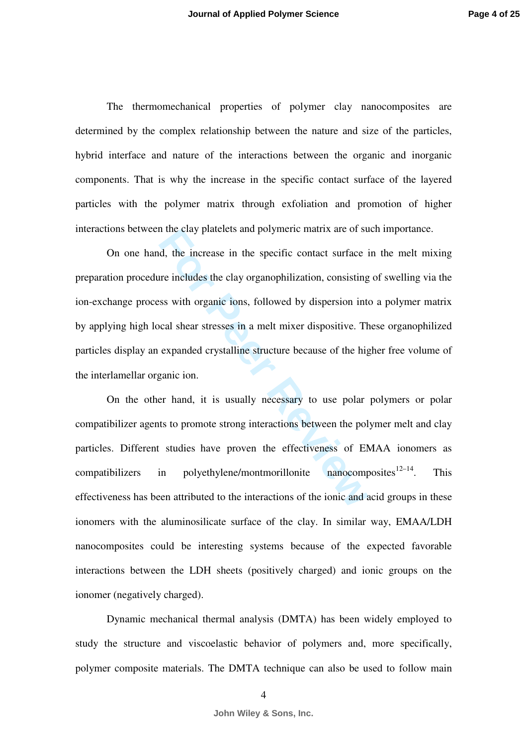The thermomechanical properties of polymer clay nanocomposites are determined by the complex relationship between the nature and size of the particles, hybrid interface and nature of the interactions between the organic and inorganic components. That is why the increase in the specific contact surface of the layered particles with the polymer matrix through exfoliation and promotion of higher interactions between the clay platelets and polymeric matrix are of such importance.

On one hand, the increase in the specific contact surface in the melt mixing preparation procedure includes the clay organophilization, consisting of swelling via the ion-exchange process with organic ions, followed by dispersion into a polymer matrix by applying high local shear stresses in a melt mixer dispositive. These organophilized particles display an expanded crystalline structure because of the higher free volume of the interlamellar organic ion.

On the other hand, it is usually necessary to use polar polymers or polar compatibilizer agents to promote strong interactions between the polymer melt and clay particles. Different studies have proven the effectiveness of EMAA ionomers as compatibilizers in polyethylene/montmorillonite nanocomposites[12–14]. This effectiveness has been attributed to the interactions of the ionic and acid groups in these ionomers with the aluminosilicate surface of the clay. In similar way, EMAA/LDH nanocomposites could be interesting systems because of the expected favorable interactions between the LDH sheets (positively charged) and ionic groups on the ionomer (negatively charged).

Dynamic mechanical thermal analysis (DMTA) has been widely employed to study the structure and viscoelastic behavior of polymers and, more specifically, polymer composite materials. The DMTA technique can also be used to follow main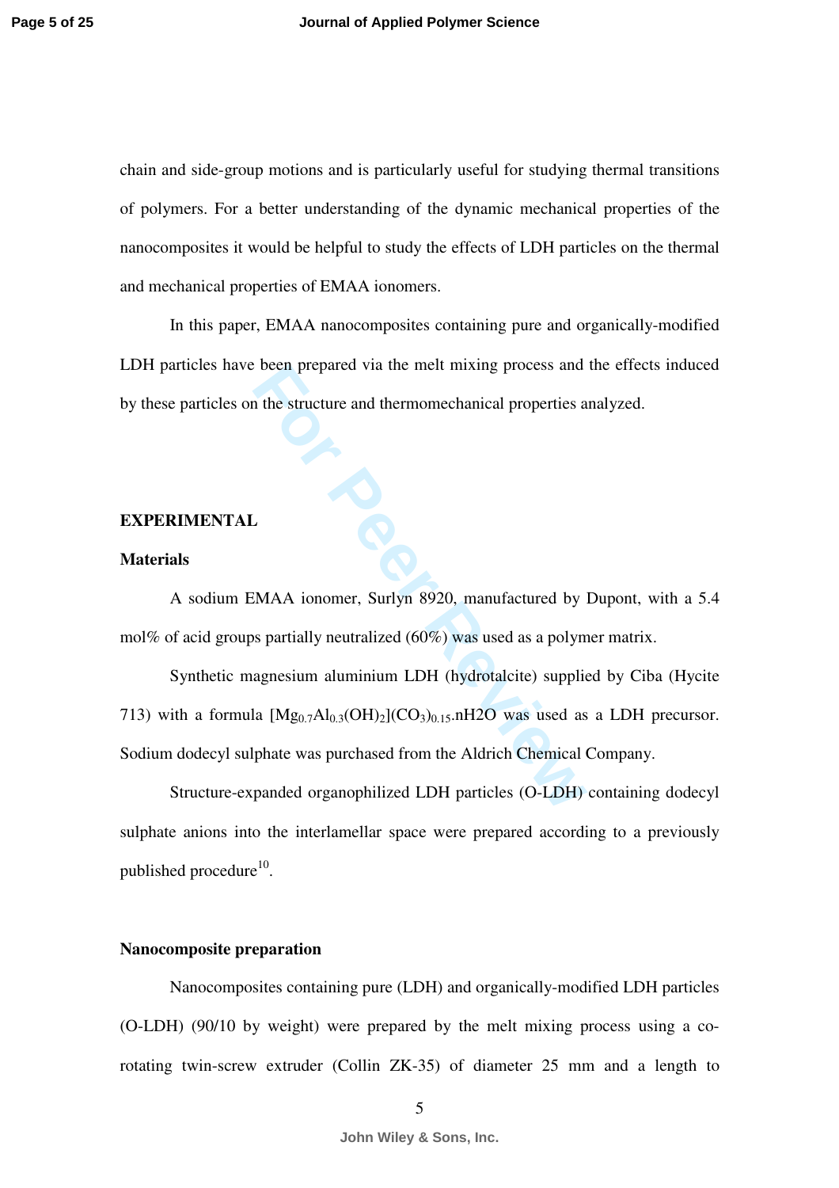chain and side-group motions and is particularly useful for studying thermal transitions of polymers. For a better understanding of the dynamic mechanical properties of the nanocomposites it would be helpful to study the effects of LDH particles on the thermal and mechanical properties of EMAA ionomers.

In this paper, EMAA nanocomposites containing pure and organically-modified LDH particles have been prepared via the melt mixing process and the effects induced by these particles on the structure and thermomechanical properties analyzed.

## EXPERIMENTAL

### Materials

A sodium EMAA ionomer, Surlyn 8920, manufactured by Dupont, with a 5.4 mol% of acid groups partially neutralized (60%) was used as a polymer matrix.

Synthetic magnesium aluminium LDH (hydrotalcite) supplied by Ciba (Hycite 713) with a formula $[Mg_{0.7}Al_{0.3}(OH)_2](CO_3)_{0.15}.nH_2O$ was used as a LDH precursor. Sodium dodecyl sulphate was purchased from the Aldrich Chemical Company.

Structure-expanded organophilized LDH particles (O-LDH) containing dodecyl sulphate anions into the interlamellar space were prepared according to a previously published procedure[10].

### Nanocomposite preparation

Nanocomposites containing pure (LDH) and organically-modified LDH particles (O-LDH) (90/10 by weight) were prepared by the melt mixing process using a co-rotating twin-screw extruder (Collin ZK-35) of diameter 25 mm and a length to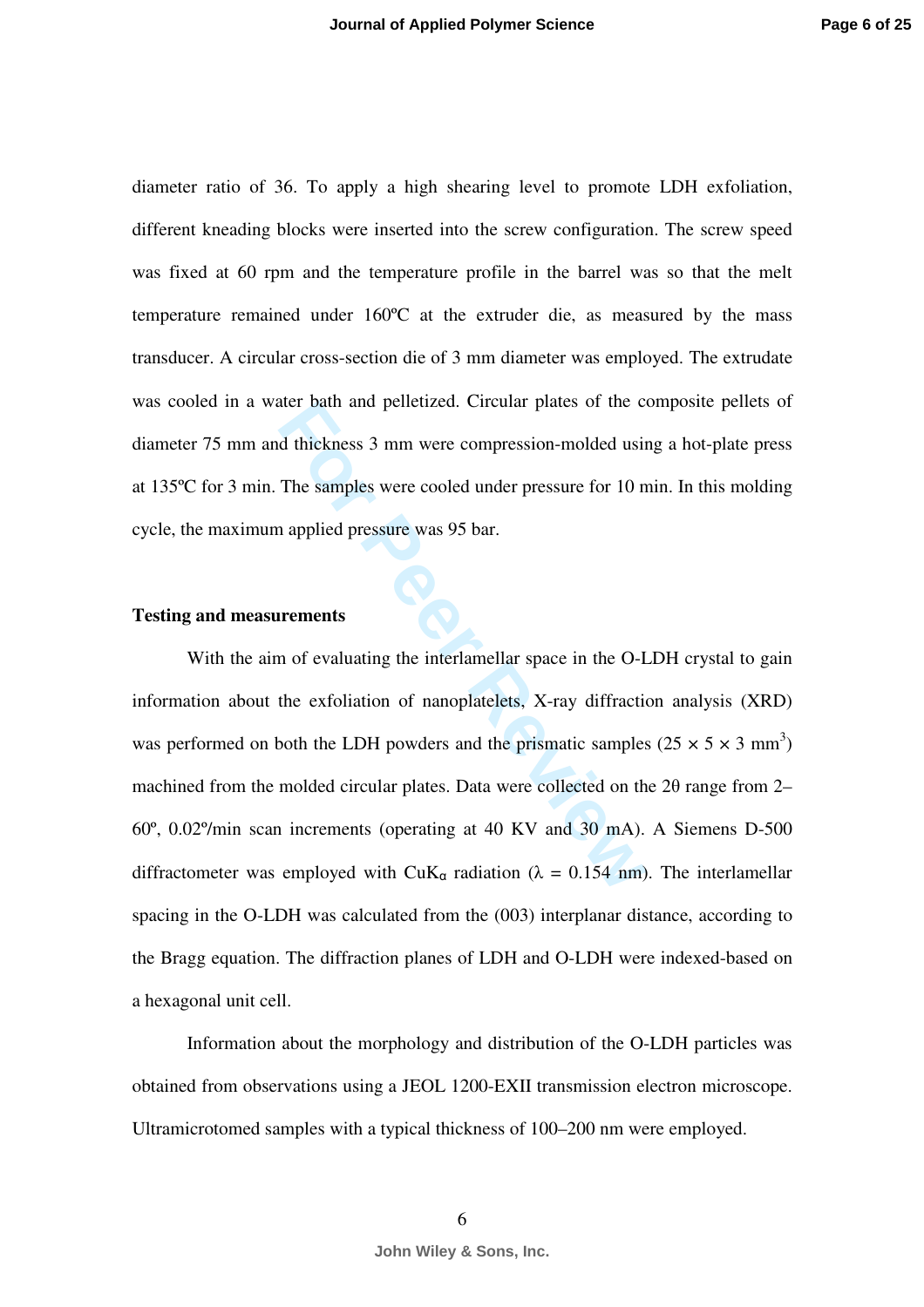diameter ratio of 36. To apply a high shearing level to promote LDH exfoliation, different kneading blocks were inserted into the screw configuration. The screw speed was fixed at 60 rpm and the temperature profile in the barrel was so that the melt temperature remained under 160ºC at the extruder die, as measured by the mass transducer. A circular cross-section die of 3 mm diameter was employed. The extrudate was cooled in a water bath and pelletized. Circular plates of the composite pellets of diameter 75 mm and thickness 3 mm were compression-molded using a hot-plate press at 135ºC for 3 min. The samples were cooled under pressure for 10 min. In this molding cycle, the maximum applied pressure was 95 bar.

**Testing and measurements**

With the aim of evaluating the interlamellar space in the O-LDH crystal to gain information about the exfoliation of nanoplatelets, X-ray diffraction analysis (XRD) was performed on both the LDH powders and the prismatic samples ($25 \times 5 \times 3$ mm$^3$) machined from the molded circular plates. Data were collected on the 2θ range from 2–60º, 0.02º/min scan increments (operating at 40 KV and 30 mA). A Siemens D-500 diffractometer was employed with $CuK_\alpha$ radiation ($\lambda = 0.154$ nm). The interlamellar spacing in the O-LDH was calculated from the (003) interplanar distance, according to the Bragg equation. The diffraction planes of LDH and O-LDH were indexed-based on a hexagonal unit cell.

Information about the morphology and distribution of the O-LDH particles was obtained from observations using a JEOL 1200-EXII transmission electron microscope. Ultramicrotomed samples with a typical thickness of 100–200 nm were employed.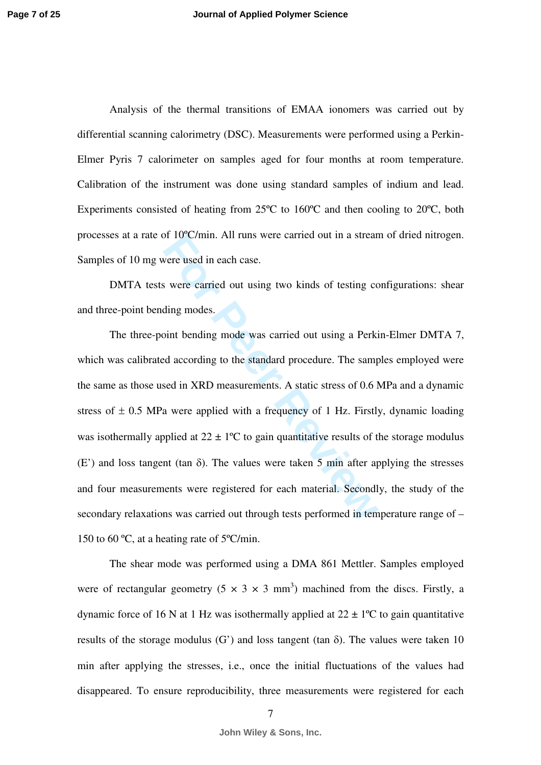Analysis of the thermal transitions of EMAA ionomers was carried out by differential scanning calorimetry (DSC). Measurements were performed using a Perkin-Elmer Pyris 7 calorimeter on samples aged for four months at room temperature. Calibration of the instrument was done using standard samples of indium and lead. Experiments consisted of heating from 25ºC to 160ºC and then cooling to 20ºC, both processes at a rate of 10ºC/min. All runs were carried out in a stream of dried nitrogen. Samples of 10 mg were used in each case.

DMTA tests were carried out using two kinds of testing configurations: shear and three-point bending modes.

The three-point bending mode was carried out using a Perkin-Elmer DMTA 7, which was calibrated according to the standard procedure. The samples employed were the same as those used in XRD measurements. A static stress of 0.6 MPa and a dynamic stress of ± 0.5 MPa were applied with a frequency of 1 Hz. Firstly, dynamic loading was isothermally applied at 22 ± 1ºC to gain quantitative results of the storage modulus (E') and loss tangent (tan δ). The values were taken 5 min after applying the stresses and four measurements were registered for each material. Secondly, the study of the secondary relaxations was carried out through tests performed in temperature range of –150 to 60 ºC, at a heating rate of 5ºC/min.

The shear mode was performed using a DMA 861 Mettler. Samples employed were of rectangular geometry (5 × 3 × 3 mm$^3$) machined from the discs. Firstly, a dynamic force of 16 N at 1 Hz was isothermally applied at 22 ± 1ºC to gain quantitative results of the storage modulus (G') and loss tangent (tan δ). The values were taken 10 min after applying the stresses, i.e., once the initial fluctuations of the values had disappeared. To ensure reproducibility, three measurements were registered for each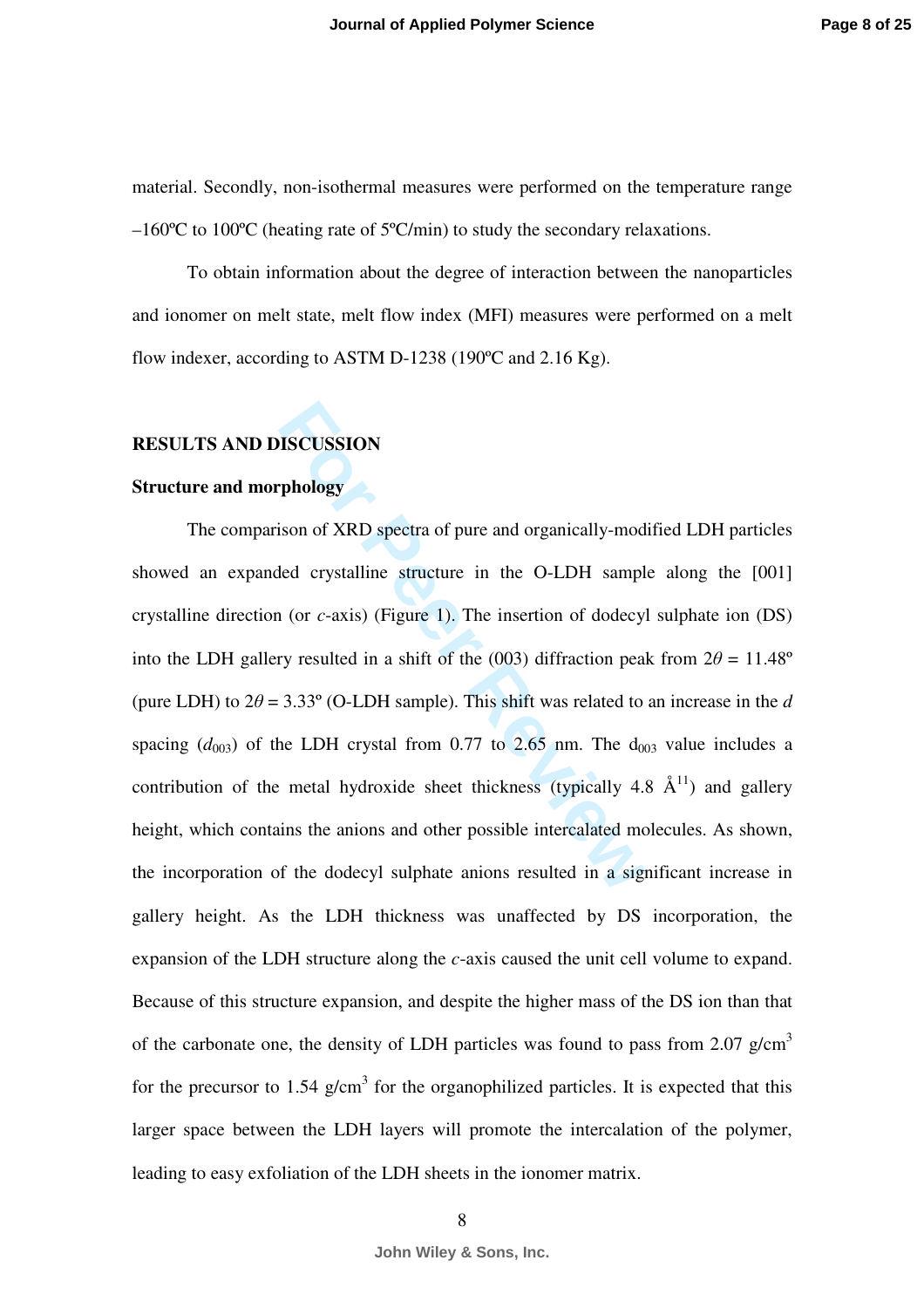material. Secondly, non-isothermal measures were performed on the temperature range –160ºC to 100ºC (heating rate of 5ºC/min) to study the secondary relaxations.

To obtain information about the degree of interaction between the nanoparticles and ionomer on melt state, melt flow index (MFI) measures were performed on a melt flow indexer, according to ASTM D-1238 (190ºC and 2.16 Kg).

## RESULTS AND DISCUSSION

### Structure and morphology

The comparison of XRD spectra of pure and organically-modified LDH particles showed an expanded crystalline structure in the O-LDH sample along the [001] crystalline direction (or *c*-axis) (Figure 1). The insertion of dodecyl sulphate ion (DS) into the LDH gallery resulted in a shift of the (003) diffraction peak from $2\theta = 11.48$º (pure LDH) to $2\theta = 3.33$º (O-LDH sample). This shift was related to an increase in the *d* spacing ($d_{003}$) of the LDH crystal from 0.77 to 2.65 nm. The $d_{003}$ value includes a contribution of the metal hydroxide sheet thickness (typically 4.8 Å[11]) and gallery height, which contains the anions and other possible intercalated molecules. As shown, the incorporation of the dodecyl sulphate anions resulted in a significant increase in gallery height. As the LDH thickness was unaffected by DS incorporation, the expansion of the LDH structure along the *c*-axis caused the unit cell volume to expand. Because of this structure expansion, and despite the higher mass of the DS ion than that of the carbonate one, the density of LDH particles was found to pass from 2.07 g/cm$^3$ for the precursor to 1.54 g/cm$^3$ for the organophilized particles. It is expected that this larger space between the LDH layers will promote the intercalation of the polymer, leading to easy exfoliation of the LDH sheets in the ionomer matrix.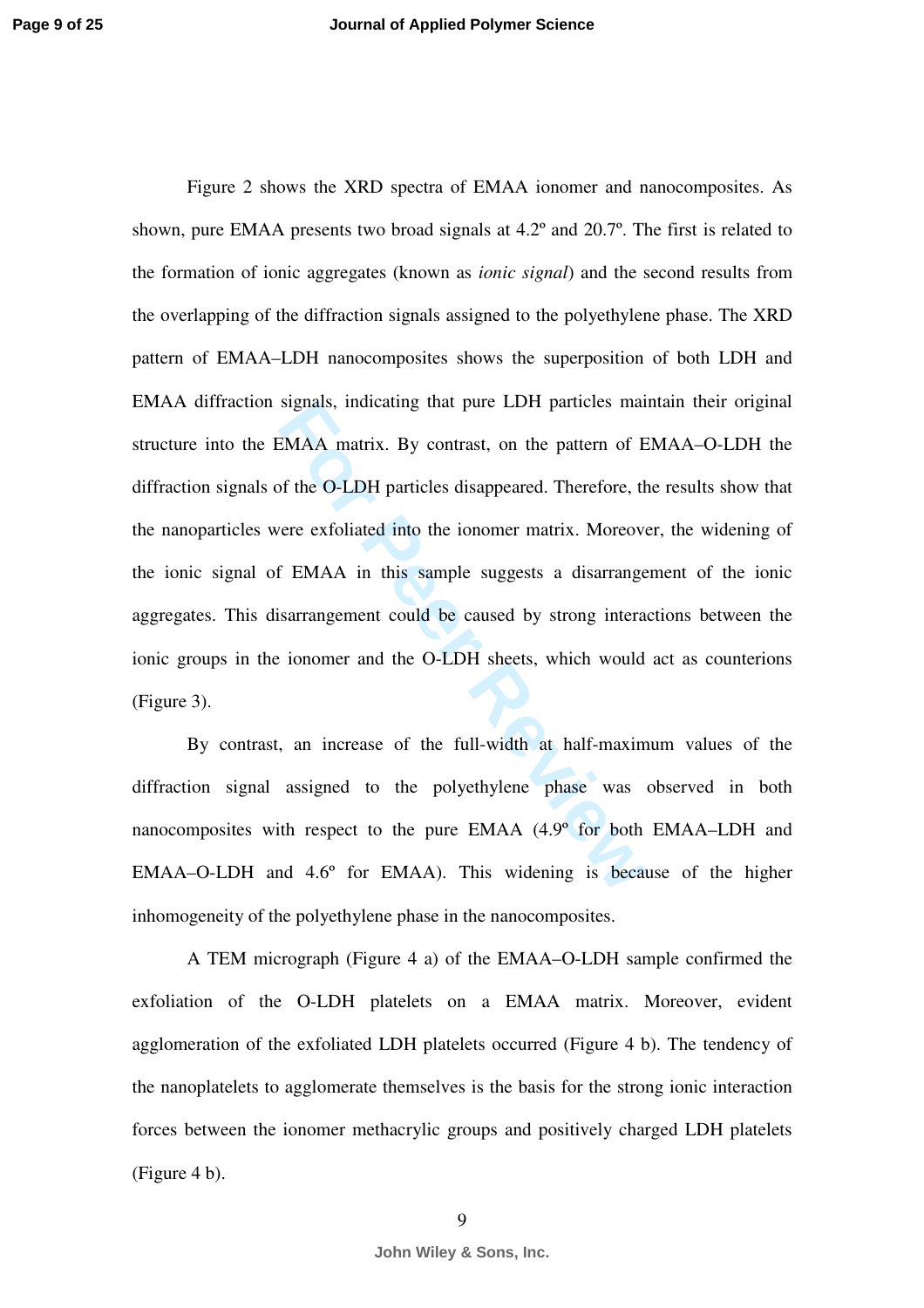Figure 2 shows the XRD spectra of EMAA ionomer and nanocomposites. As shown, pure EMAA presents two broad signals at 4.2º and 20.7º. The first is related to the formation of ionic aggregates (known as *ionic signal*) and the second results from the overlapping of the diffraction signals assigned to the polyethylene phase. The XRD pattern of EMAA–LDH nanocomposites shows the superposition of both LDH and EMAA diffraction signals, indicating that pure LDH particles maintain their original structure into the EMAA matrix. By contrast, on the pattern of EMAA–O-LDH the diffraction signals of the O-LDH particles disappeared. Therefore, the results show that the nanoparticles were exfoliated into the ionomer matrix. Moreover, the widening of the ionic signal of EMAA in this sample suggests a disarrangement of the ionic aggregates. This disarrangement could be caused by strong interactions between the ionic groups in the ionomer and the O-LDH sheets, which would act as counterions (Figure 3).

By contrast, an increase of the full-width at half-maximum values of the diffraction signal assigned to the polyethylene phase was observed in both nanocomposites with respect to the pure EMAA (4.9º for both EMAA–LDH and EMAA–O-LDH and 4.6º for EMAA). This widening is because of the higher inhomogeneity of the polyethylene phase in the nanocomposites.

A TEM micrograph (Figure 4 a) of the EMAA–O-LDH sample confirmed the exfoliation of the O-LDH platelets on a EMAA matrix. Moreover, evident agglomeration of the exfoliated LDH platelets occurred (Figure 4 b). The tendency of the nanoplatelets to agglomerate themselves is the basis for the strong ionic interaction forces between the ionomer methacrylic groups and positively charged LDH platelets (Figure 4 b).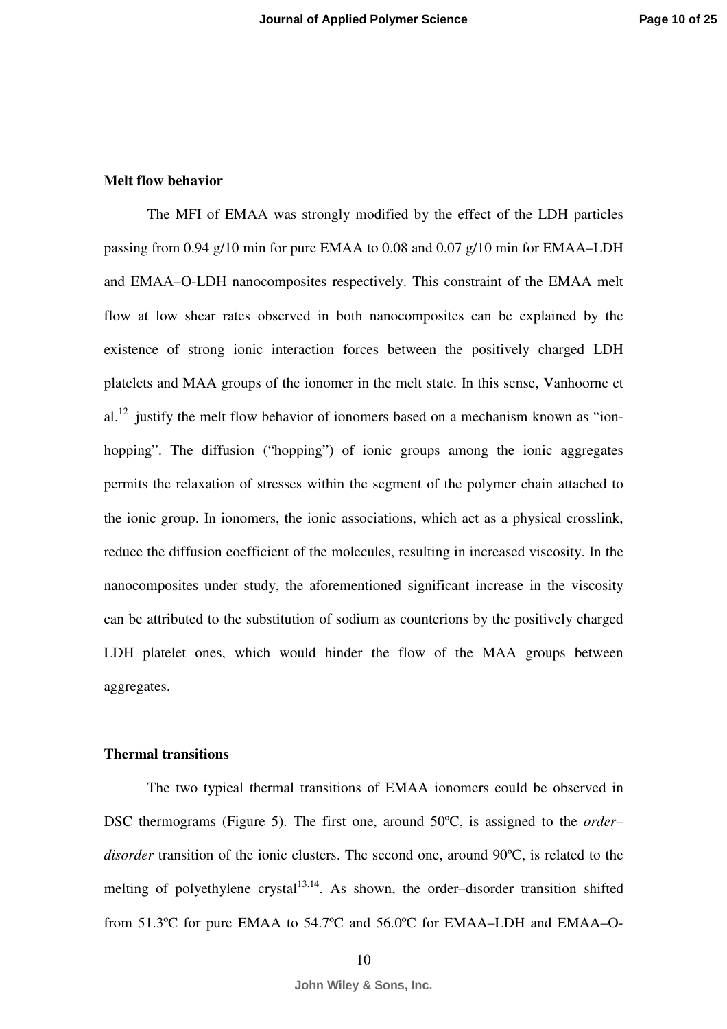**Melt flow behavior**

The MFI of EMAA was strongly modified by the effect of the LDH particles passing from 0.94 g/10 min for pure EMAA to 0.08 and 0.07 g/10 min for EMAA–LDH and EMAA–O-LDH nanocomposites respectively. This constraint of the EMAA melt flow at low shear rates observed in both nanocomposites can be explained by the existence of strong ionic interaction forces between the positively charged LDH platelets and MAA groups of the ionomer in the melt state. In this sense, Vanhoorne et al.[12] justify the melt flow behavior of ionomers based on a mechanism known as "ion-hopping". The diffusion ("hopping") of ionic groups among the ionic aggregates permits the relaxation of stresses within the segment of the polymer chain attached to the ionic group. In ionomers, the ionic associations, which act as a physical crosslink, reduce the diffusion coefficient of the molecules, resulting in increased viscosity. In the nanocomposites under study, the aforementioned significant increase in the viscosity can be attributed to the substitution of sodium as counterions by the positively charged LDH platelet ones, which would hinder the flow of the MAA groups between aggregates.

**Thermal transitions**

The two typical thermal transitions of EMAA ionomers could be observed in DSC thermograms (Figure 5). The first one, around 50ºC, is assigned to the *order–disorder* transition of the ionic clusters. The second one, around 90ºC, is related to the melting of polyethylene crystal[13,14]. As shown, the order–disorder transition shifted from 51.3ºC for pure EMAA to 54.7ºC and 56.0ºC for EMAA–LDH and EMAA–O-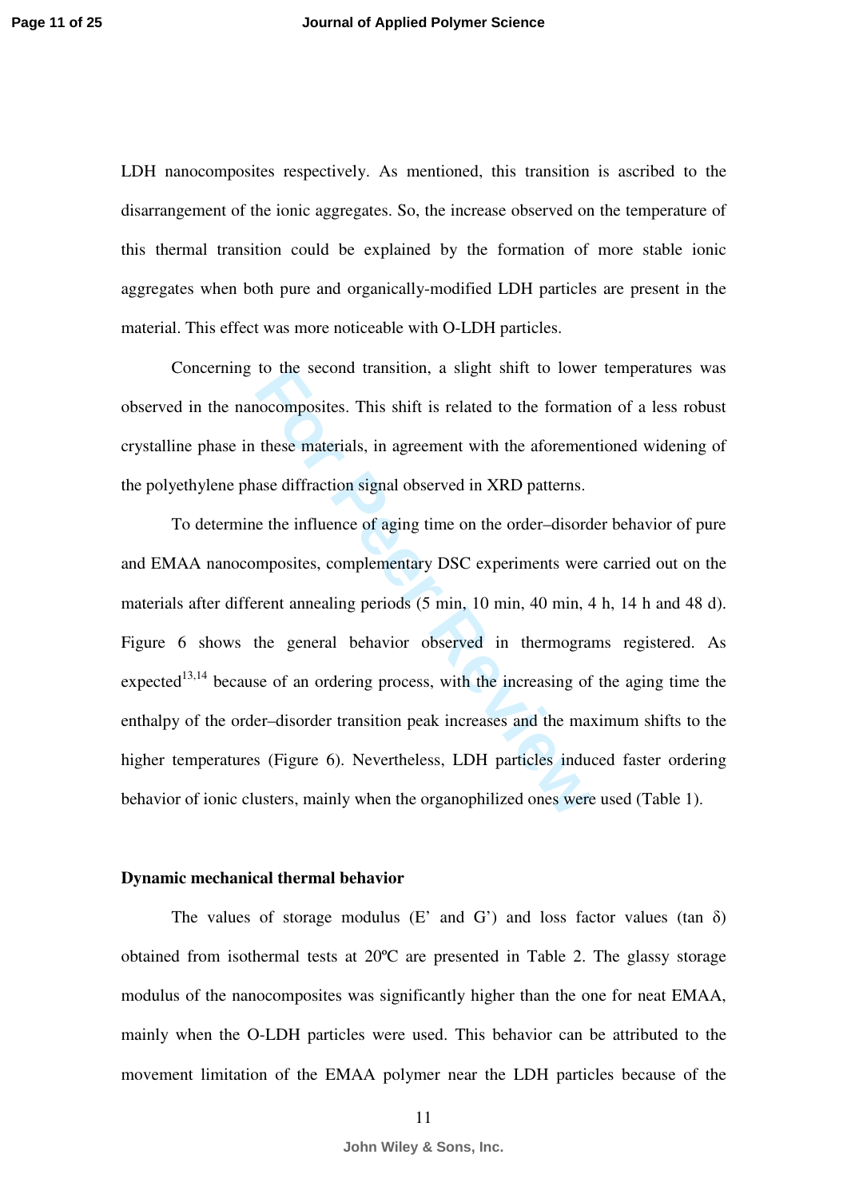LDH nanocomposites respectively. As mentioned, this transition is ascribed to the disarrangement of the ionic aggregates. So, the increase observed on the temperature of this thermal transition could be explained by the formation of more stable ionic aggregates when both pure and organically-modified LDH particles are present in the material. This effect was more noticeable with O-LDH particles.

Concerning to the second transition, a slight shift to lower temperatures was observed in the nanocomposites. This shift is related to the formation of a less robust crystalline phase in these materials, in agreement with the aforementioned widening of the polyethylene phase diffraction signal observed in XRD patterns.

To determine the influence of aging time on the order–disorder behavior of pure and EMAA nanocomposites, complementary DSC experiments were carried out on the materials after different annealing periods (5 min, 10 min, 40 min, 4 h, 14 h and 48 d). Figure 6 shows the general behavior observed in thermograms registered. As expected[13,14] because of an ordering process, with the increasing of the aging time the enthalpy of the order–disorder transition peak increases and the maximum shifts to the higher temperatures (Figure 6). Nevertheless, LDH particles induced faster ordering behavior of ionic clusters, mainly when the organophilized ones were used (Table 1).

**Dynamic mechanical thermal behavior**

The values of storage modulus (E' and G') and loss factor values (tan δ) obtained from isothermal tests at 20ºC are presented in Table 2. The glassy storage modulus of the nanocomposites was significantly higher than the one for neat EMAA, mainly when the O-LDH particles were used. This behavior can be attributed to the movement limitation of the EMAA polymer near the LDH particles because of the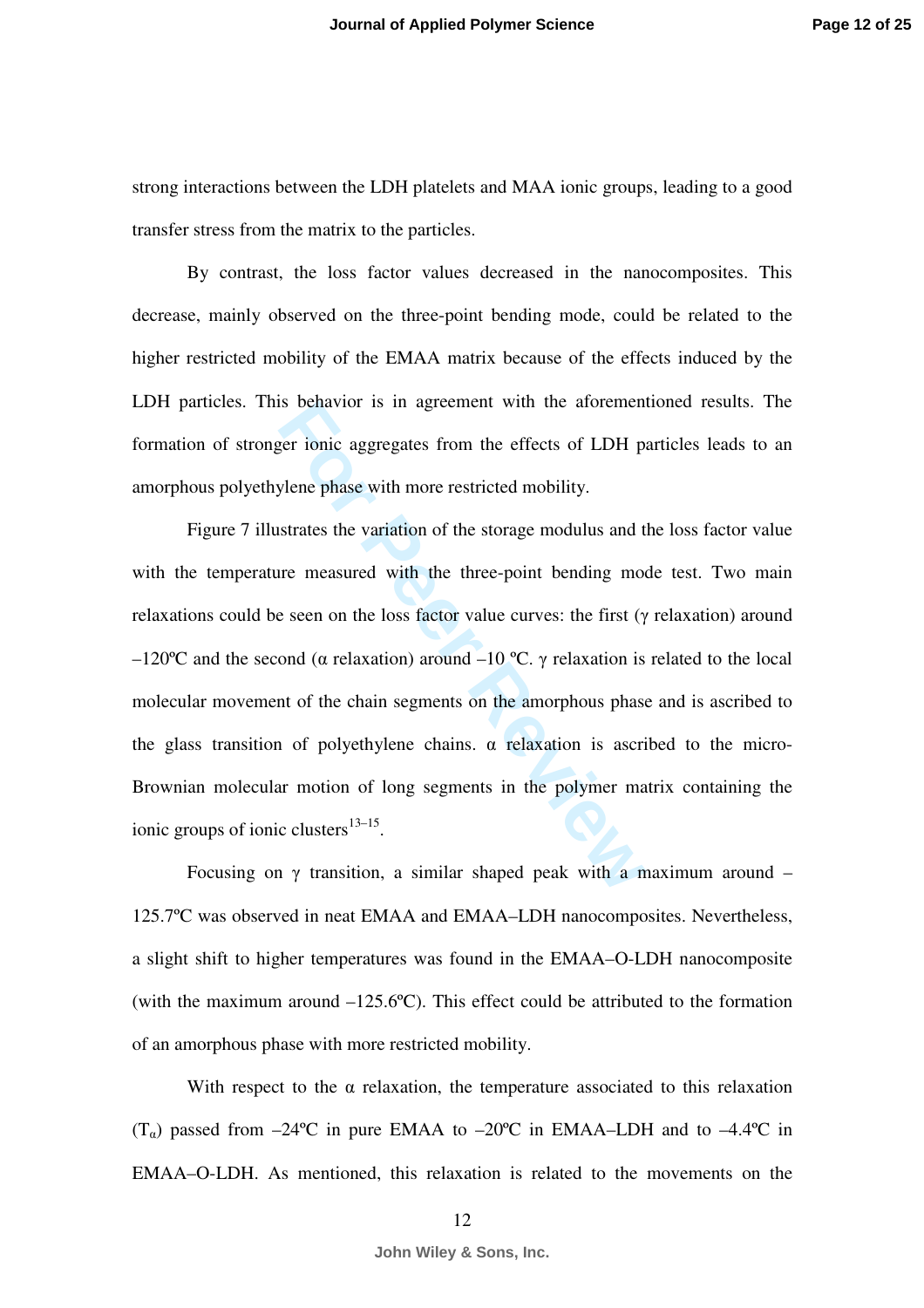strong interactions between the LDH platelets and MAA ionic groups, leading to a good transfer stress from the matrix to the particles.

By contrast, the loss factor values decreased in the nanocomposites. This decrease, mainly observed on the three-point bending mode, could be related to the higher restricted mobility of the EMAA matrix because of the effects induced by the LDH particles. This behavior is in agreement with the aforementioned results. The formation of stronger ionic aggregates from the effects of LDH particles leads to an amorphous polyethylene phase with more restricted mobility.

Figure 7 illustrates the variation of the storage modulus and the loss factor value with the temperature measured with the three-point bending mode test. Two main relaxations could be seen on the loss factor value curves: the first (γ relaxation) around –120ºC and the second (α relaxation) around –10 ºC. γ relaxation is related to the local molecular movement of the chain segments on the amorphous phase and is ascribed to the glass transition of polyethylene chains. α relaxation is ascribed to the micro-Brownian molecular motion of long segments in the polymer matrix containing the ionic groups of ionic clusters[13–15].

Focusing on γ transition, a similar shaped peak with a maximum around –125.7ºC was observed in neat EMAA and EMAA–LDH nanocomposites. Nevertheless, a slight shift to higher temperatures was found in the EMAA–O-LDH nanocomposite (with the maximum around –125.6ºC). This effect could be attributed to the formation of an amorphous phase with more restricted mobility.

With respect to the α relaxation, the temperature associated to this relaxation ($T_{\alpha}$) passed from –24ºC in pure EMAA to –20ºC in EMAA–LDH and to –4.4ºC in EMAA–O-LDH. As mentioned, this relaxation is related to the movements on the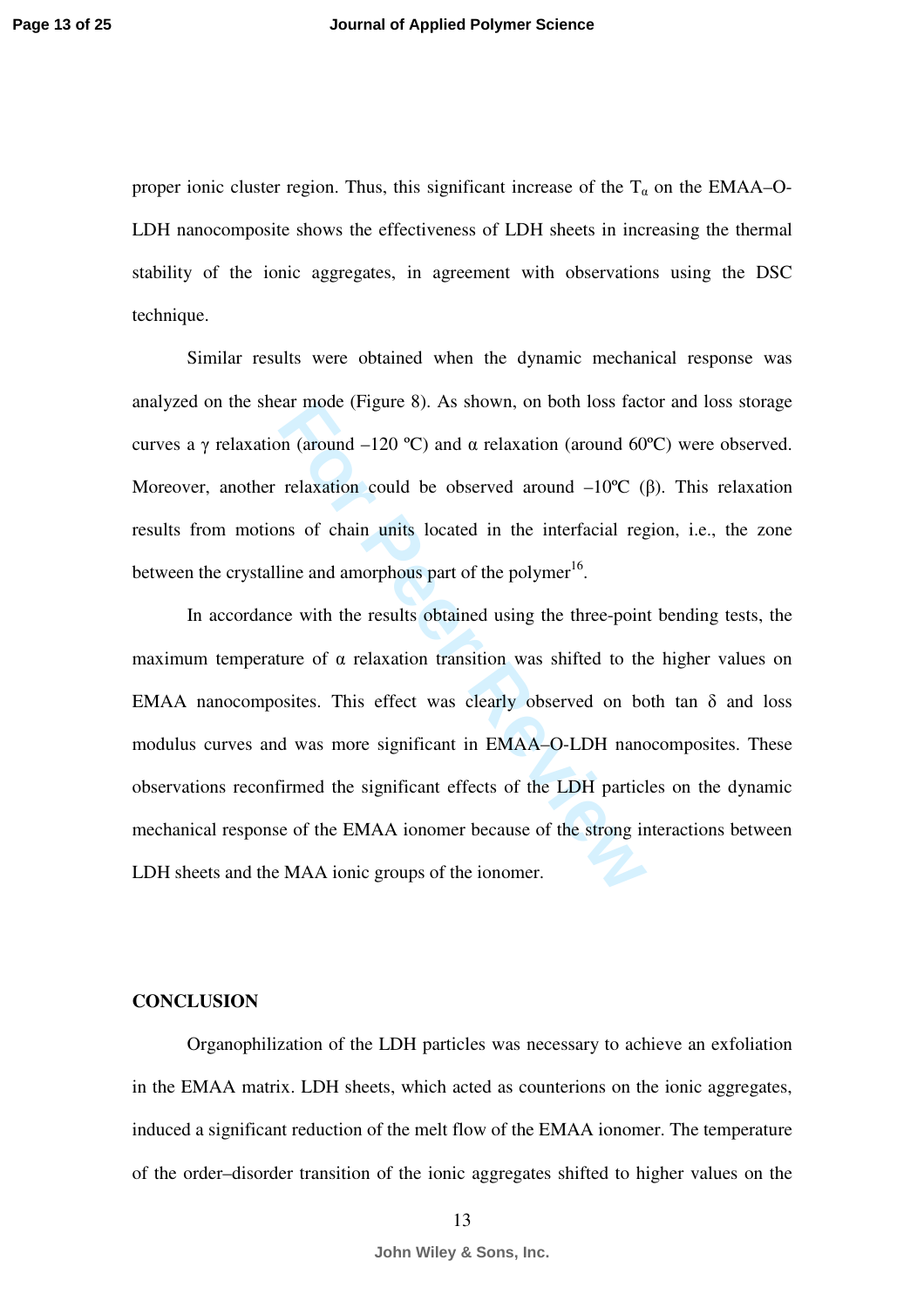proper ionic cluster region. Thus, this significant increase of the $T_{\alpha}$ on the EMAA–O-LDH nanocomposite shows the effectiveness of LDH sheets in increasing the thermal stability of the ionic aggregates, in agreement with observations using the DSC technique.

Similar results were obtained when the dynamic mechanical response was analyzed on the shear mode (Figure 8). As shown, on both loss factor and loss storage curves a $\gamma$ relaxation (around –120 ºC) and $\alpha$ relaxation (around 60ºC) were observed. Moreover, another relaxation could be observed around –10ºC ($\beta$). This relaxation results from motions of chain units located in the interfacial region, i.e., the zone between the crystalline and amorphous part of the polymer[16].

In accordance with the results obtained using the three-point bending tests, the maximum temperature of $\alpha$ relaxation transition was shifted to the higher values on EMAA nanocomposites. This effect was clearly observed on both tan $\delta$ and loss modulus curves and was more significant in EMAA–O-LDH nanocomposites. These observations reconfirmed the significant effects of the LDH particles on the dynamic mechanical response of the EMAA ionomer because of the strong interactions between LDH sheets and the MAA ionic groups of the ionomer.

## CONCLUSION

Organophilization of the LDH particles was necessary to achieve an exfoliation in the EMAA matrix. LDH sheets, which acted as counterions on the ionic aggregates, induced a significant reduction of the melt flow of the EMAA ionomer. The temperature of the order–disorder transition of the ionic aggregates shifted to higher values on the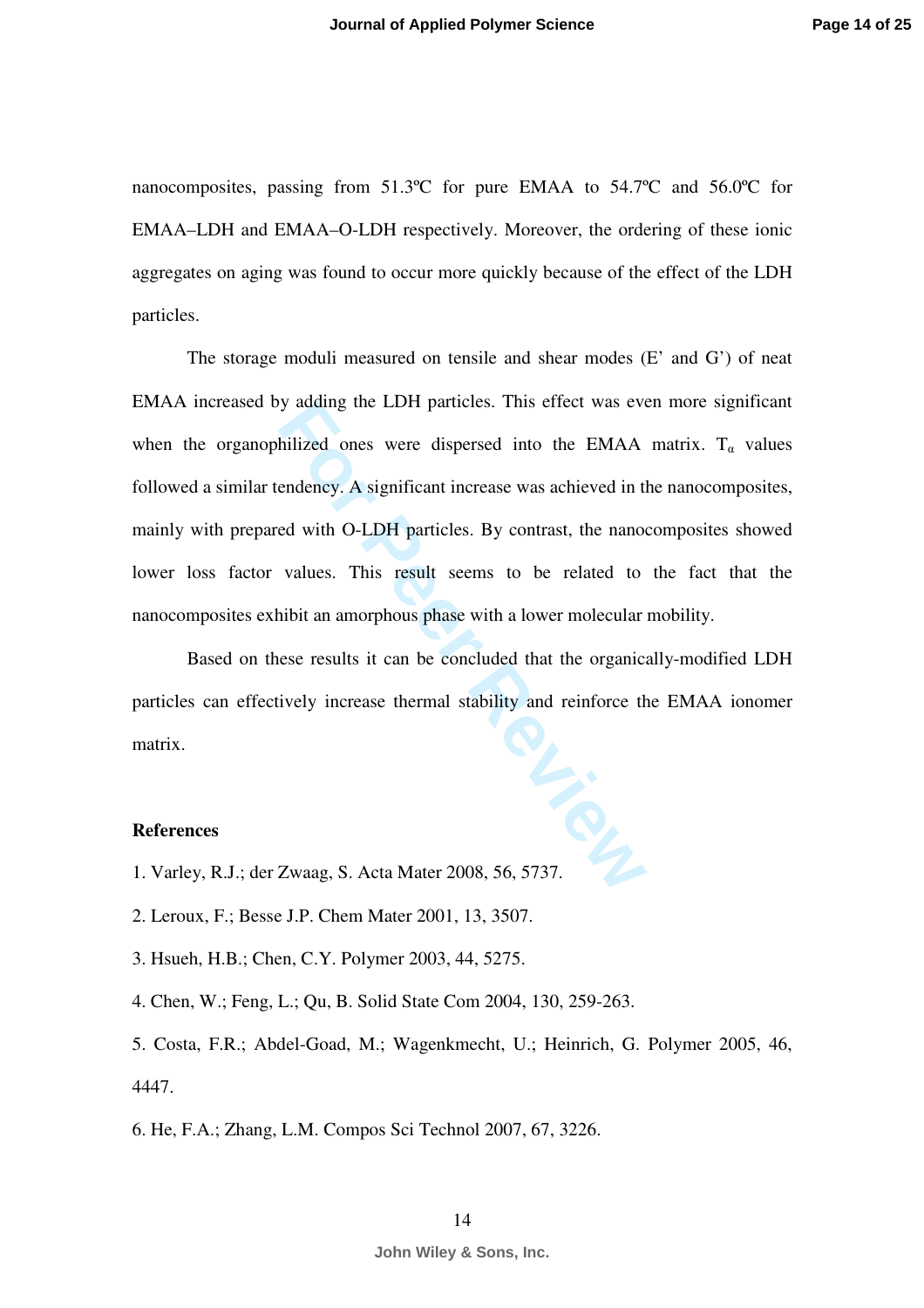nanocomposites, passing from 51.3ºC for pure EMAA to 54.7ºC and 56.0ºC for EMAA–LDH and EMAA–O-LDH respectively. Moreover, the ordering of these ionic aggregates on aging was found to occur more quickly because of the effect of the LDH particles.

The storage moduli measured on tensile and shear modes (E' and G') of neat EMAA increased by adding the LDH particles. This effect was even more significant when the organophilized ones were dispersed into the EMAA matrix. $T_\alpha$ values followed a similar tendency. A significant increase was achieved in the nanocomposites, mainly with prepared with O-LDH particles. By contrast, the nanocomposites showed lower loss factor values. This result seems to be related to the fact that the nanocomposites exhibit an amorphous phase with a lower molecular mobility.

Based on these results it can be concluded that the organically-modified LDH particles can effectively increase thermal stability and reinforce the EMAA ionomer matrix.

**References**

1. Varley, R.J.; der Zwaag, S. Acta Mater 2008, 56, 5737.
2. Leroux, F.; Besse J.P. Chem Mater 2001, 13, 3507.
3. Hsueh, H.B.; Chen, C.Y. Polymer 2003, 44, 5275.
4. Chen, W.; Feng, L.; Qu, B. Solid State Com 2004, 130, 259-263.
5. Costa, F.R.; Abdel-Goad, M.; Wagenkmecht, U.; Heinrich, G. Polymer 2005, 46, 4447.
6. He, F.A.; Zhang, L.M. Compos Sci Technol 2007, 67, 3226.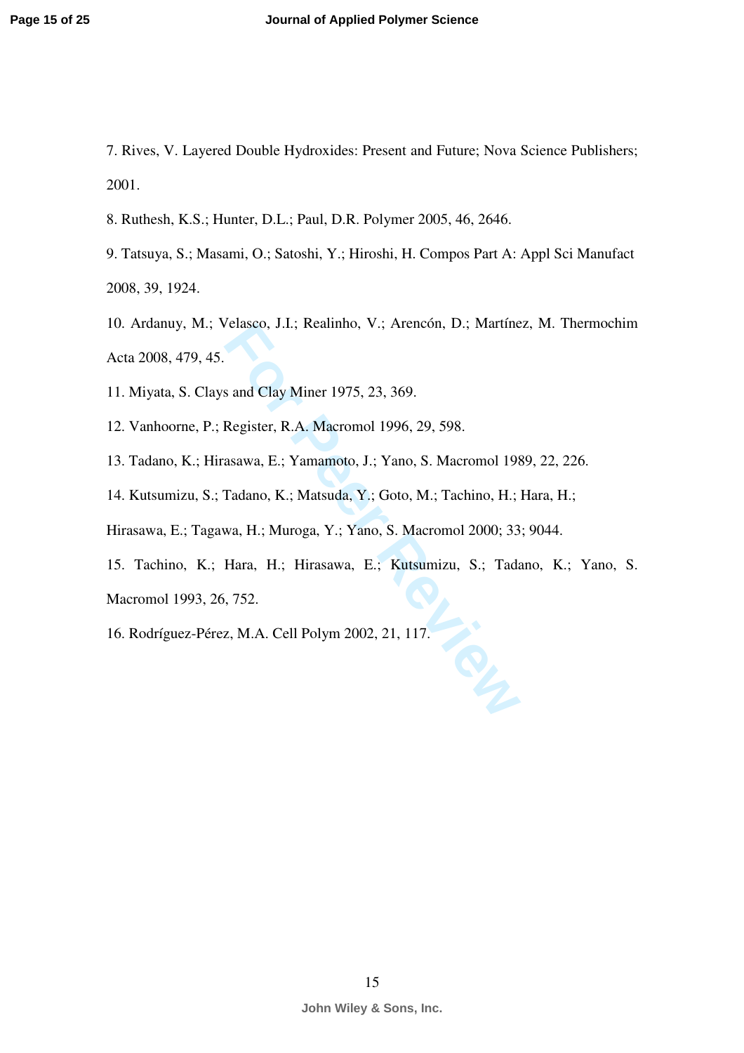7. Rives, V. Layered Double Hydroxides: Present and Future; Nova Science Publishers; 2001.

8. Ruthesh, K.S.; Hunter, D.L.; Paul, D.R. Polymer 2005, 46, 2646.

9. Tatsuya, S.; Masami, O.; Satoshi, Y.; Hiroshi, H. Compos Part A: Appl Sci Manufact 2008, 39, 1924.

10. Ardanuy, M.; Velasco, J.I.; Realinho, V.; Arencón, D.; Martínez, M. Thermochim Acta 2008, 479, 45.

11. Miyata, S. Clays and Clay Miner 1975, 23, 369.

12. Vanhoorne, P.; Register, R.A. Macromol 1996, 29, 598.

13. Tadano, K.; Hirasawa, E.; Yamamoto, J.; Yano, S. Macromol 1989, 22, 226.

14. Kutsumizu, S.; Tadano, K.; Matsuda, Y.; Goto, M.; Tachino, H.; Hara, H.; Hirasawa, E.; Tagawa, H.; Muroga, Y.; Yano, S. Macromol 2000; 33; 9044.

15. Tachino, K.; Hara, H.; Hirasawa, E.; Kutsumizu, S.; Tadano, K.; Yano, S. Macromol 1993, 26, 752.

16. Rodríguez-Pérez, M.A. Cell Polym 2002, 21, 117.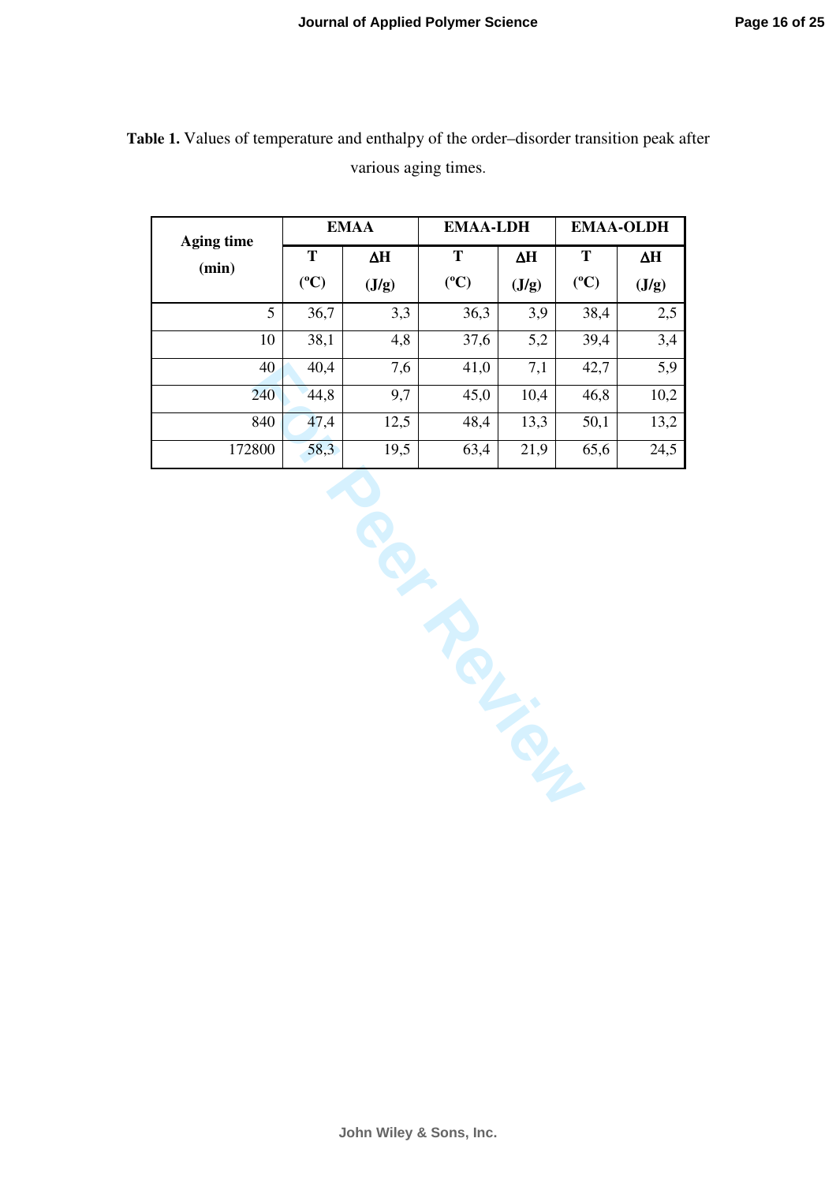**Table 1.** Values of temperature and enthalpy of the order–disorder transition peak after various aging times.

| Aging time (min) | EMAA | | EMAA-LDH | | EMAA-OLDH | |
|---|---|---|---|---|---|---|
| | T (ºC) | ΔH (J/g) | T (ºC) | ΔH (J/g) | T (ºC) | ΔH (J/g) |
| 5 | 36,7 | 3,3 | 36,3 | 3,9 | 38,4 | 2,5 |
| 10 | 38,1 | 4,8 | 37,6 | 5,2 | 39,4 | 3,4 |
| 40 | 40,4 | 7,6 | 41,0 | 7,1 | 42,7 | 5,9 |
| 240 | 44,8 | 9,7 | 45,0 | 10,4 | 46,8 | 10,2 |
| 840 | 47,4 | 12,5 | 48,4 | 13,3 | 50,1 | 13,2 |
| 172800 | 58,3 | 19,5 | 63,4 | 21,9 | 65,6 | 24,5 |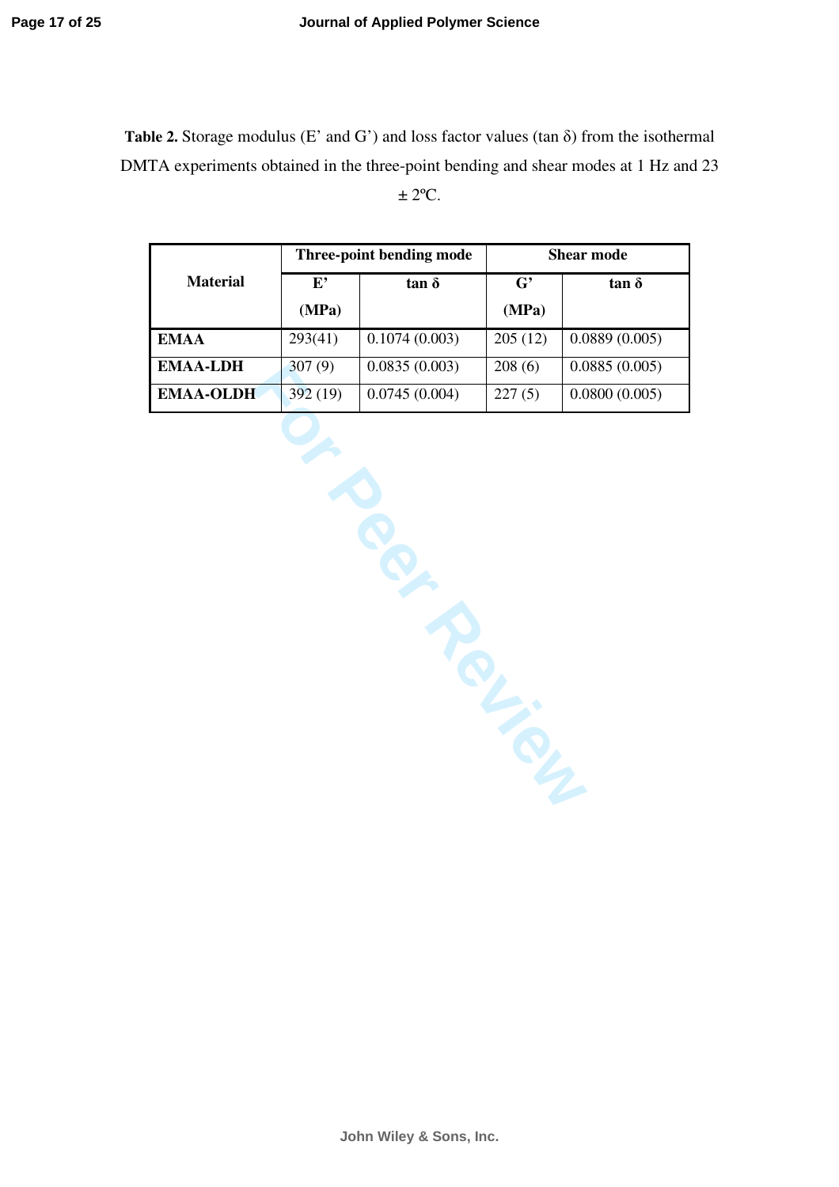**Table 2.** Storage modulus (E' and G') and loss factor values (tan δ) from the isothermal DMTA experiments obtained in the three-point bending and shear modes at 1 Hz and 23 ± 2ºC.

| Material | Three-point bending mode | | Shear mode | |
|---|---|---|---|---|
| | **E' (MPa)** | **tan δ** | **G' (MPa)** | **tan δ** |
| **EMAA** | 293(41) | 0.1074 (0.003) | 205 (12) | 0.0889 (0.005) |
| **EMAA-LDH** | 307 (9) | 0.0835 (0.003) | 208 (6) | 0.0885 (0.005) |
| **EMAA-OLDH** | 392 (19) | 0.0745 (0.004) | 227 (5) | 0.0800 (0.005) |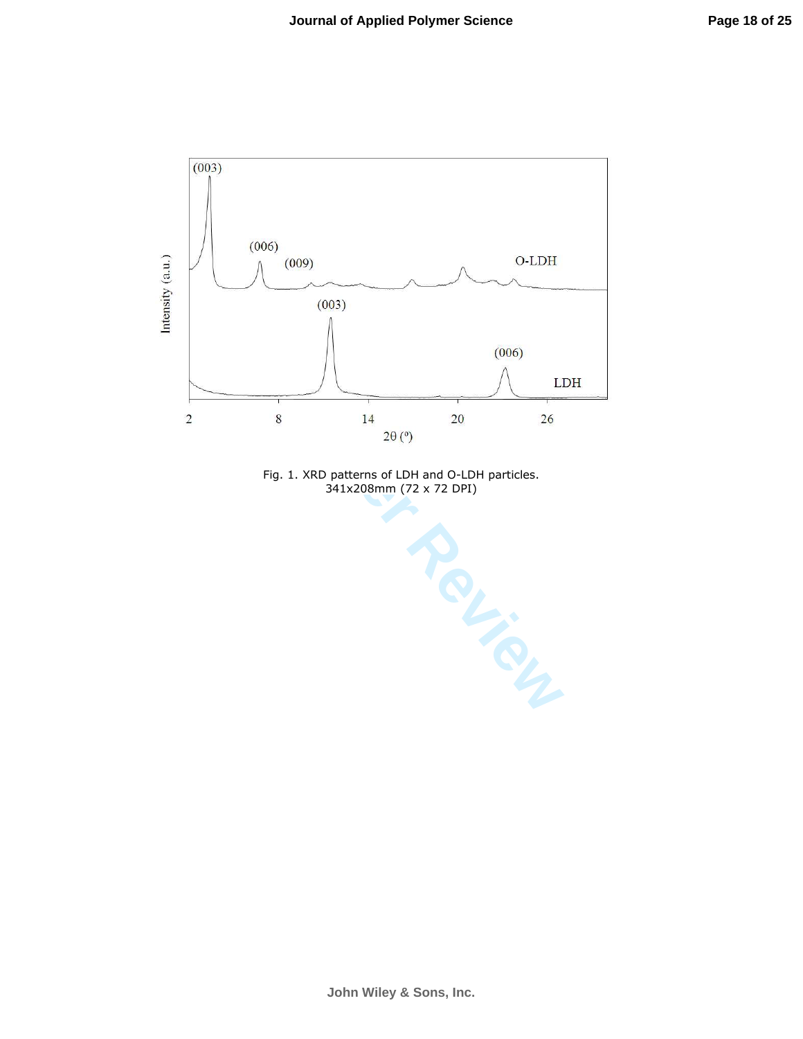Fig. 1. XRD patterns of LDH and O-LDH particles.
341x208mm (72 x 72 DPI)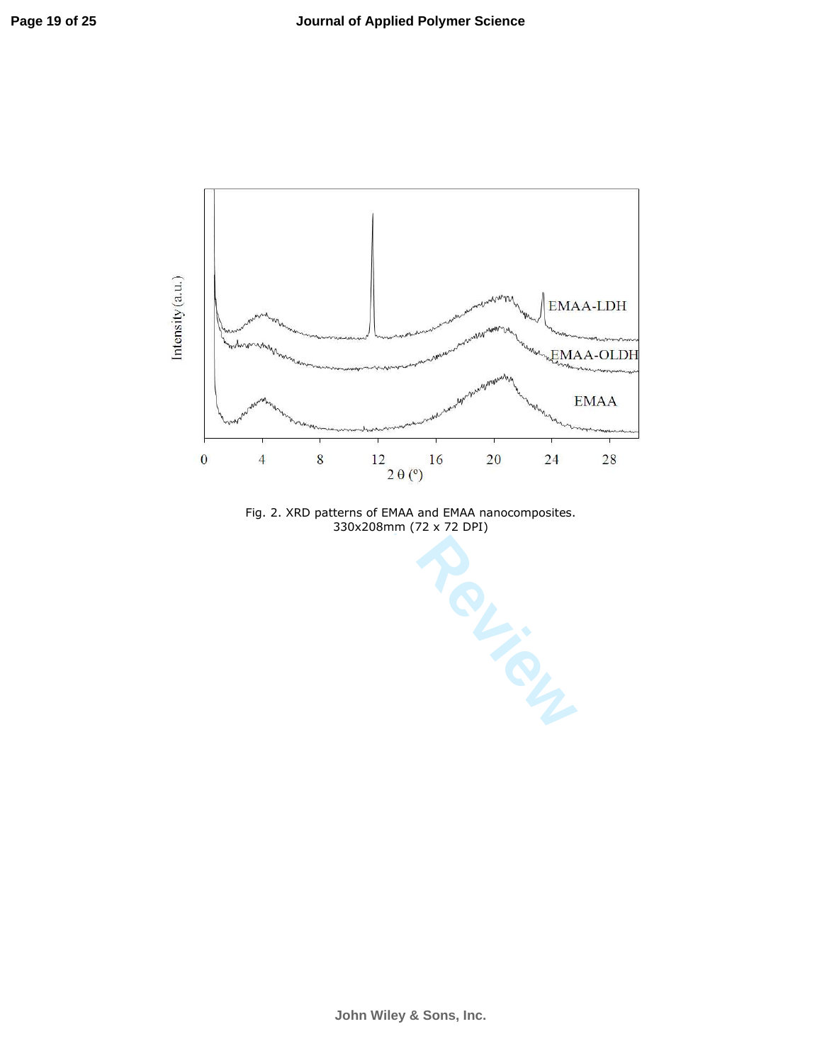Fig. 2. XRD patterns of EMAA and EMAA nanocomposites.
330x208mm (72 x 72 DPI)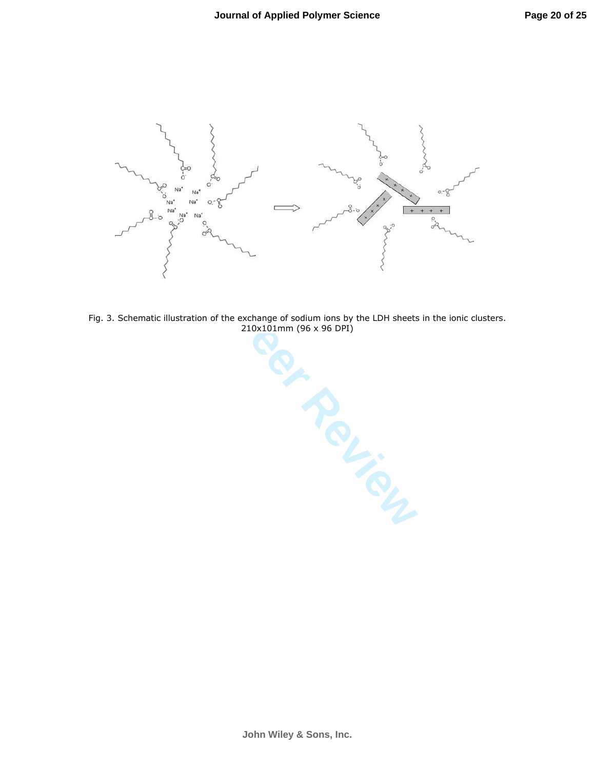Fig. 3. Schematic illustration of the exchange of sodium ions by the LDH sheets in the ionic clusters.
210x101mm (96 x 96 DPI)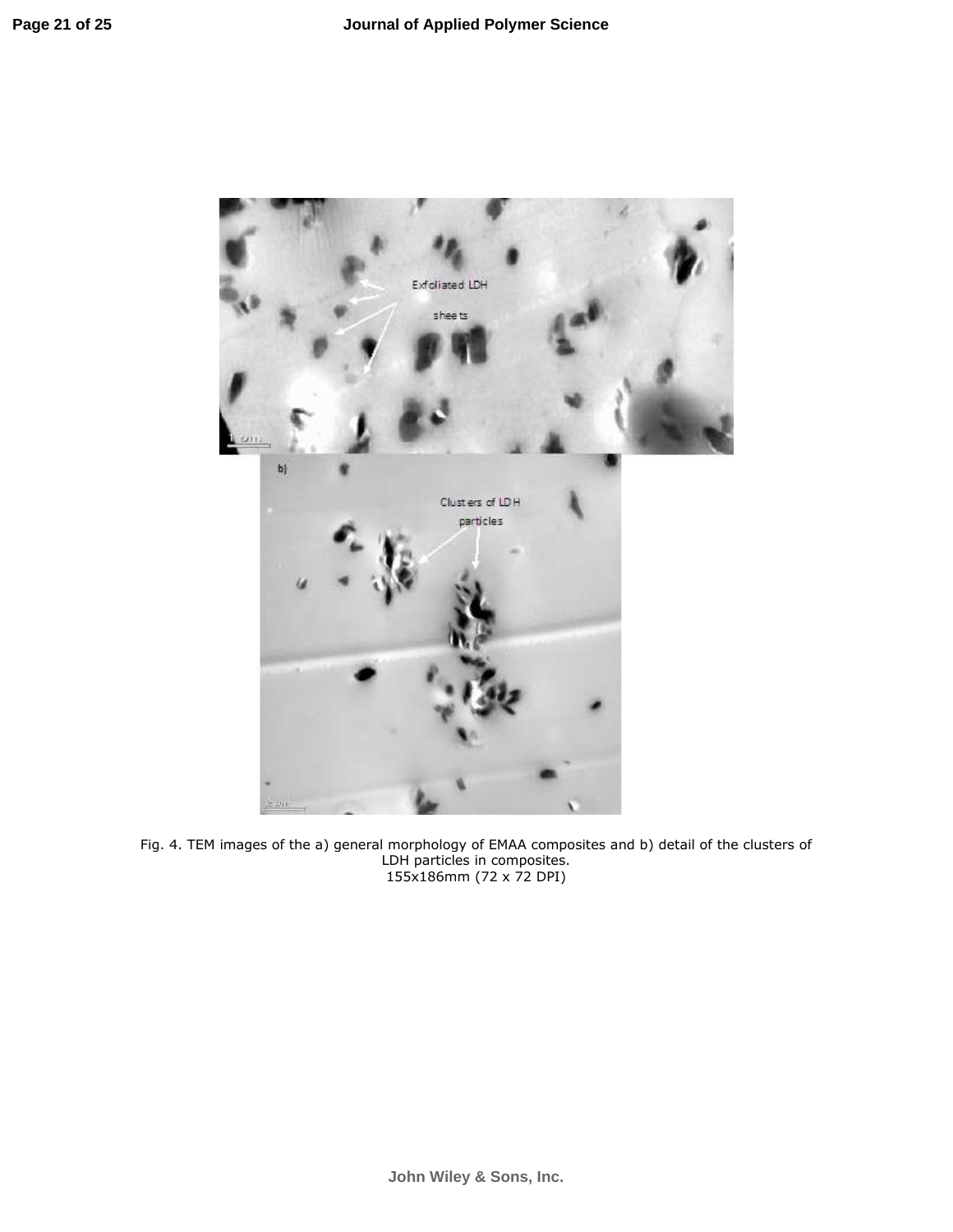Fig. 4. TEM images of the a) general morphology of EMAA composites and b) detail of the clusters of LDH particles in composites.
155x186mm (72 x 72 DPI)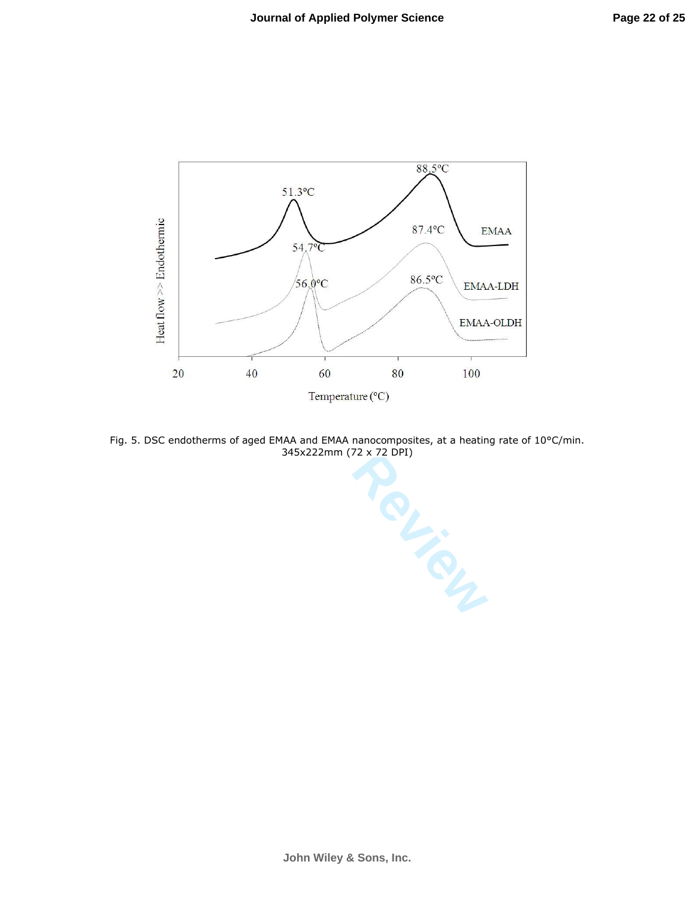Fig. 5. DSC endotherms of aged EMAA and EMAA nanocomposites, at a heating rate of 10°C/min.
345x222mm (72 x 72 DPI)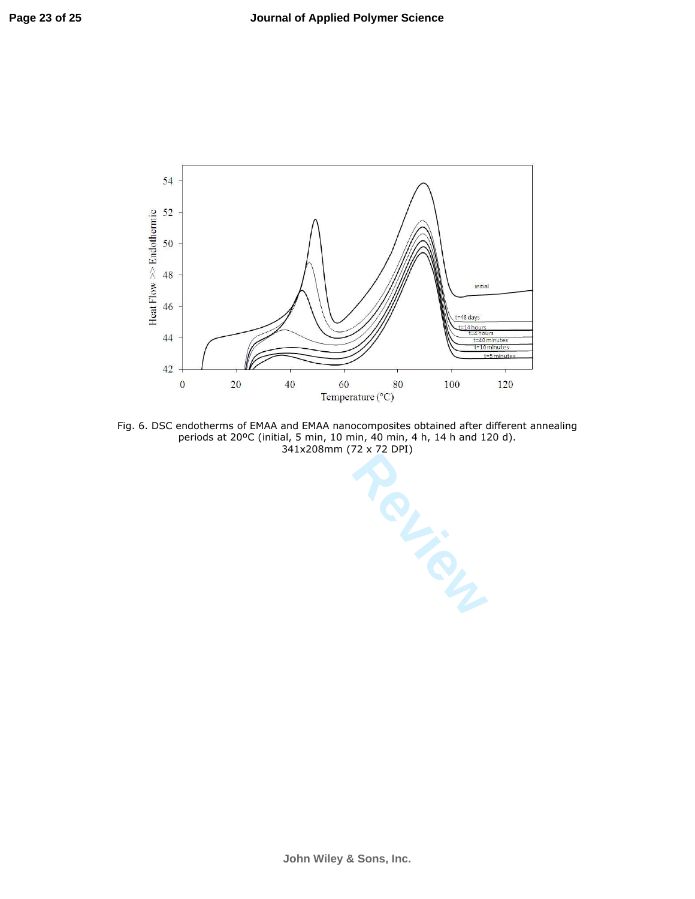Fig. 6. DSC endotherms of EMAA and EMAA nanocomposites obtained after different annealing periods at 20ºC (initial, 5 min, 10 min, 40 min, 4 h, 14 h and 120 d).
341x208mm (72 x 72 DPI)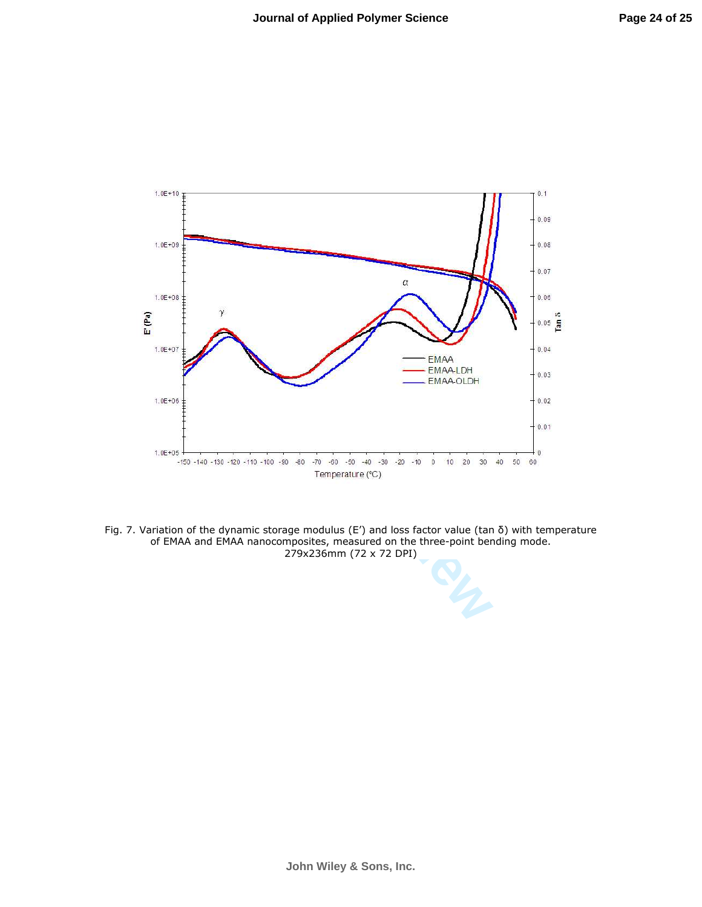Fig. 7. Variation of the dynamic storage modulus (E') and loss factor value (tan δ) with temperature of EMAA and EMAA nanocomposites, measured on the three-point bending mode.
279x236mm (72 x 72 DPI)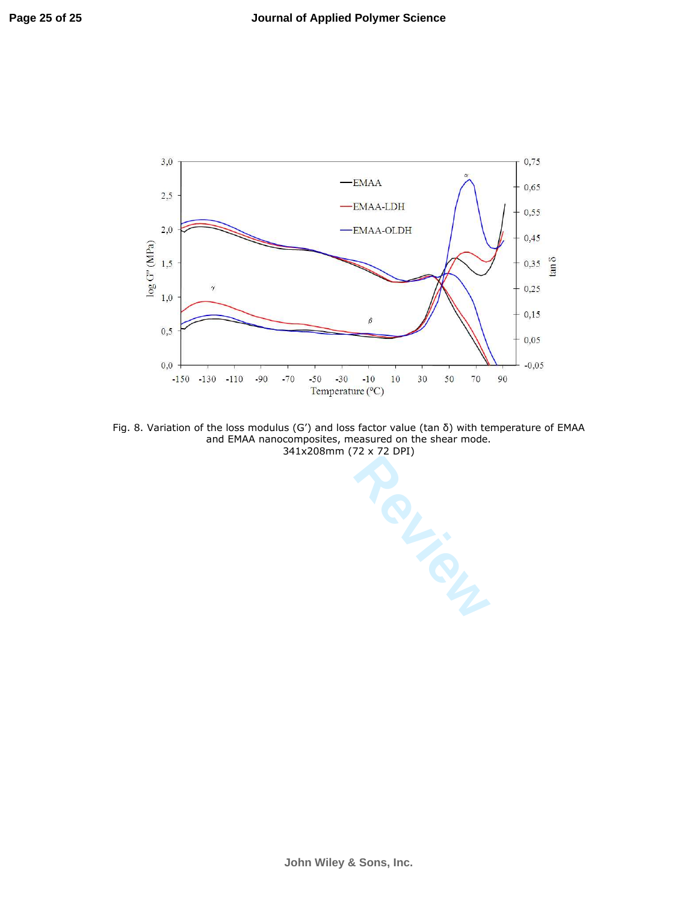3,0
2,5
2,0
1,5
1,0
0,5
0,0

0,75
0,65
0,55
0,45
0,35
0,25
0,15
0,05
-0,05

log G'' (MPa)

tan δ

EMAA
EMAA-LDH
EMAA-OLDH

γ
β
α

-150 -130 -110 -90 -70 -50 -30 -10 10 30 50 70 90

Temperature (ºC)

Fig. 8. Variation of the loss modulus (G') and loss factor value (tan δ) with temperature of EMAA and EMAA nanocomposites, measured on the shear mode.
341x208mm (72 x 72 DPI)